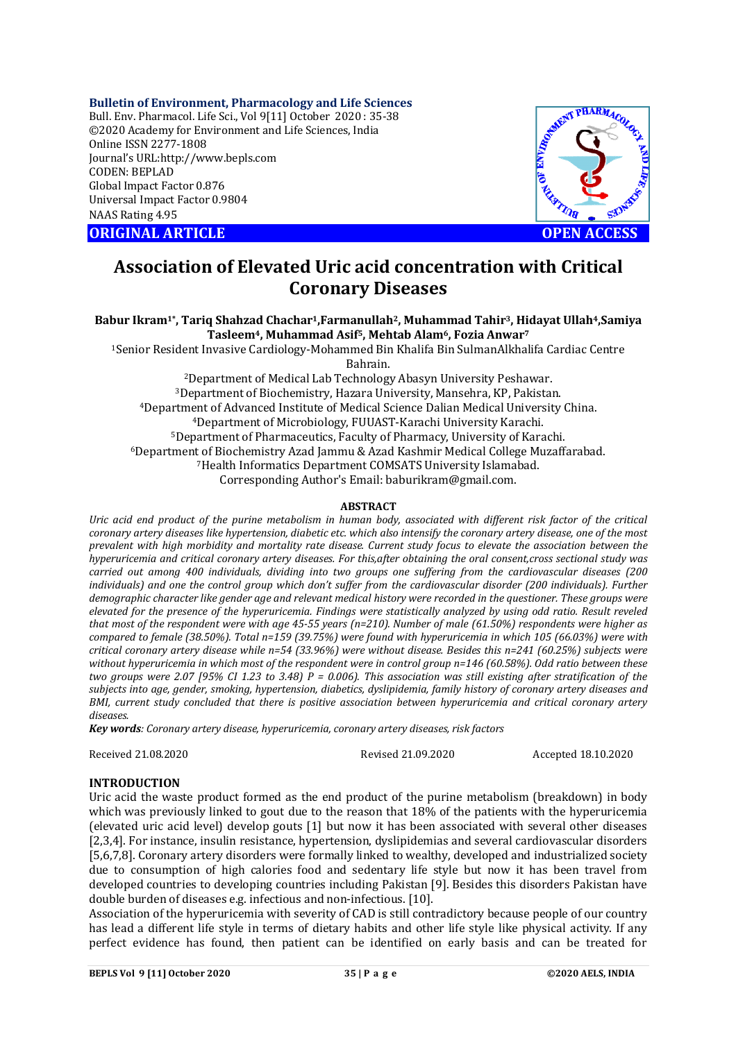**Bulletin of Environment, Pharmacology and Life Sciences**
Bull. Env. Pharmacol. Life Sci., Vol 9[11] October 2020 : 35-38
©2020 Academy for Environment and Life Sciences, India
Online ISSN 2277-1808
Journal's URL:http://www.bepls.com
CODEN: BEPLAD
Global Impact Factor 0.876
Universal Impact Factor 0.9804
NAAS Rating 4.95

**ORIGINAL ARTICLE** **OPEN ACCESS**

# Association of Elevated Uric acid concentration with Critical Coronary Diseases

**Babur Ikram[1*], Tariq Shahzad Chachar[1], Farmanullah[2], Muhammad Tahir[3], Hidayat Ullah[4], Samiya Tasleem[4], Muhammad Asif[5], Mehtab Alam[6], Fozia Anwar[7]**

[1]Senior Resident Invasive Cardiology-Mohammed Bin Khalifa Bin SulmanAlkhalifa Cardiac Centre Bahrain.
[2]Department of Medical Lab Technology Abasyn University Peshawar.
[3]Department of Biochemistry, Hazara University, Mansehra, KP, Pakistan.
[4]Department of Advanced Institute of Medical Science Dalian Medical University China.
[4]Department of Microbiology, FUUAST-Karachi University Karachi.
[5]Department of Pharmaceutics, Faculty of Pharmacy, University of Karachi.
[6]Department of Biochemistry Azad Jammu & Azad Kashmir Medical College Muzaffarabad.
[7]Health Informatics Department COMSATS University Islamabad.
Corresponding Author's Email: baburikram@gmail.com.

## ABSTRACT

*Uric acid end product of the purine metabolism in human body, associated with different risk factor of the critical coronary artery diseases like hypertension, diabetic etc. which also intensify the coronary artery disease, one of the most prevalent with high morbidity and mortality rate disease. Current study focus to elevate the association between the hyperuricemia and critical coronary artery diseases. For this,after obtaining the oral consent,cross sectional study was carried out among 400 individuals, dividing into two groups one suffering from the cardiovascular diseases (200 individuals) and one the control group which don't suffer from the cardiovascular disorder (200 individuals). Further demographic character like gender age and relevant medical history were recorded in the questioner. These groups were elevated for the presence of the hyperuricemia. Findings were statistically analyzed by using odd ratio. Result reveled that most of the respondent were with age 45-55 years (n=210). Number of male (61.50%) respondents were higher as compared to female (38.50%). Total n=159 (39.75%) were found with hyperuricemia in which 105 (66.03%) were with critical coronary artery disease while n=54 (33.96%) were without disease. Besides this n=241 (60.25%) subjects were without hyperuricemia in which most of the respondent were in control group n=146 (60.58%). Odd ratio between these two groups were 2.07 [95% CI 1.23 to 3.48) P = 0.006). This association was still existing after stratification of the subjects into age, gender, smoking, hypertension, diabetics, dyslipidemia, family history of coronary artery diseases and BMI, current study concluded that there is positive association between hyperuricemia and critical coronary artery diseases.*

***Key words**: Coronary artery disease, hyperuricemia, coronary artery diseases, risk factors*

Received 21.08.2020 Revised 21.09.2020 Accepted 18.10.2020

## INTRODUCTION

Uric acid the waste product formed as the end product of the purine metabolism (breakdown) in body which was previously linked to gout due to the reason that 18% of the patients with the hyperuricemia (elevated uric acid level) develop gouts [1] but now it has been associated with several other diseases [2,3,4]. For instance, insulin resistance, hypertension, dyslipidemias and several cardiovascular disorders [5,6,7,8]. Coronary artery disorders were formally linked to wealthy, developed and industrialized society due to consumption of high calories food and sedentary life style but now it has been travel from developed countries to developing countries including Pakistan [9]. Besides this disorders Pakistan have double burden of diseases e.g. infectious and non-infectious. [10].

Association of the hyperuricemia with severity of CAD is still contradictory because people of our country has lead a different life style in terms of dietary habits and other life style like physical activity. If any perfect evidence has found, then patient can be identified on early basis and can be treated for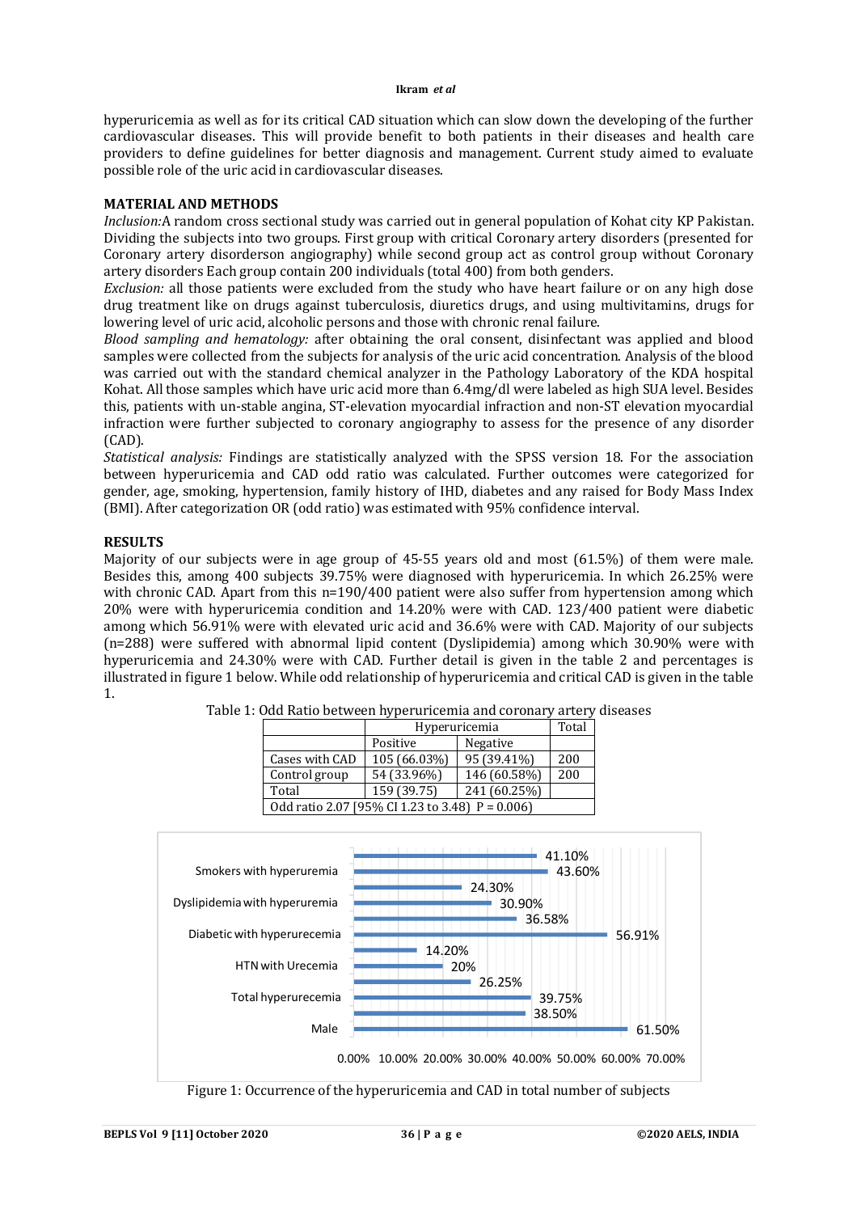hyperuricemia as well as for its critical CAD situation which can slow down the developing of the further cardiovascular diseases. This will provide benefit to both patients in their diseases and health care providers to define guidelines for better diagnosis and management. Current study aimed to evaluate possible role of the uric acid in cardiovascular diseases.

## MATERIAL AND METHODS

*Inclusion:*A random cross sectional study was carried out in general population of Kohat city KP Pakistan. Dividing the subjects into two groups. First group with critical Coronary artery disorders (presented for Coronary artery disorderson angiography) while second group act as control group without Coronary artery disorders Each group contain 200 individuals (total 400) from both genders.

*Exclusion:* all those patients were excluded from the study who have heart failure or on any high dose drug treatment like on drugs against tuberculosis, diuretics drugs, and using multivitamins, drugs for lowering level of uric acid, alcoholic persons and those with chronic renal failure.

*Blood sampling and hematology:* after obtaining the oral consent, disinfectant was applied and blood samples were collected from the subjects for analysis of the uric acid concentration. Analysis of the blood was carried out with the standard chemical analyzer in the Pathology Laboratory of the KDA hospital Kohat. All those samples which have uric acid more than 6.4mg/dl were labeled as high SUA level. Besides this, patients with un-stable angina, ST-elevation myocardial infraction and non-ST elevation myocardial infraction were further subjected to coronary angiography to assess for the presence of any disorder (CAD).

*Statistical analysis:* Findings are statistically analyzed with the SPSS version 18. For the association between hyperuricemia and CAD odd ratio was calculated. Further outcomes were categorized for gender, age, smoking, hypertension, family history of IHD, diabetes and any raised for Body Mass Index (BMI). After categorization OR (odd ratio) was estimated with 95% confidence interval.

## RESULTS

Majority of our subjects were in age group of 45-55 years old and most (61.5%) of them were male. Besides this, among 400 subjects 39.75% were diagnosed with hyperuricemia. In which 26.25% were with chronic CAD. Apart from this n=190/400 patient were also suffer from hypertension among which 20% were with hyperuricemia condition and 14.20% were with CAD. 123/400 patient were diabetic among which 56.91% were with elevated uric acid and 36.6% were with CAD. Majority of our subjects (n=288) were suffered with abnormal lipid content (Dyslipidemia) among which 30.90% were with hyperuricemia and 24.30% were with CAD. Further detail is given in the table 2 and percentages is illustrated in figure 1 below. While odd relationship of hyperuricemia and critical CAD is given in the table 1.

Table 1: Odd Ratio between hyperuricemia and coronary artery diseases

| | Hyperuricemia | | Total |
|---|---|---|---|
| | Positive | Negative | |
| Cases with CAD | 105 (66.03%) | 95 (39.41%) | 200 |
| Control group | 54 (33.96%) | 146 (60.58%) | 200 |
| Total | 159 (39.75) | 241 (60.25%) | |
| Odd ratio 2.07 [95% CI 1.23 to 3.48) P = 0.006) | | | |

Figure 1: Occurrence of the hyperuricemia and CAD in total number of subjects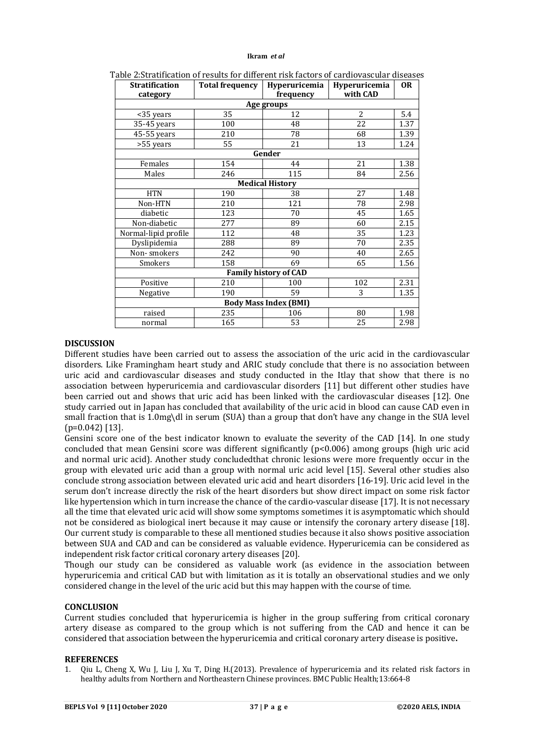Table 2:Stratification of results for different risk factors of cardiovascular diseases

| Stratification category | Total frequency | Hyperuricemia frequency | Hyperuricemia with CAD | OR |
|---|---|---|---|---|
| **Age groups** | | | | |
| <35 years | 35 | 12 | 2 | 5.4 |
| 35-45 years | 100 | 48 | 22 | 1.37 |
| 45-55 years | 210 | 78 | 68 | 1.39 |
| >55 years | 55 | 21 | 13 | 1.24 |
| **Gender** | | | | |
| Females | 154 | 44 | 21 | 1.38 |
| Males | 246 | 115 | 84 | 2.56 |
| **Medical History** | | | | |
| HTN | 190 | 38 | 27 | 1.48 |
| Non-HTN | 210 | 121 | 78 | 2.98 |
| diabetic | 123 | 70 | 45 | 1.65 |
| Non-diabetic | 277 | 89 | 60 | 2.15 |
| Normal-lipid profile | 112 | 48 | 35 | 1.23 |
| Dyslipidemia | 288 | 89 | 70 | 2.35 |
| Non- smokers | 242 | 90 | 40 | 2.65 |
| Smokers | 158 | 69 | 65 | 1.56 |
| **Family history of CAD** | | | | |
| Positive | 210 | 100 | 102 | 2.31 |
| Negative | 190 | 59 | 3 | 1.35 |
| **Body Mass Index (BMI)** | | | | |
| raised | 235 | 106 | 80 | 1.98 |
| normal | 165 | 53 | 25 | 2.98 |

## DISCUSSION

Different studies have been carried out to assess the association of the uric acid in the cardiovascular disorders. Like Framingham heart study and ARIC study conclude that there is no association between uric acid and cardiovascular diseases and study conducted in the Itlay that show that there is no association between hyperuricemia and cardiovascular disorders [11] but different other studies have been carried out and shows that uric acid has been linked with the cardiovascular diseases [12]. One study carried out in Japan has concluded that availability of the uric acid in blood can cause CAD even in small fraction that is 1.0mg\dl in serum (SUA) than a group that don't have any change in the SUA level ($p=0.042$) [13].

Gensini score one of the best indicator known to evaluate the severity of the CAD [14]. In one study concluded that mean Gensini score was different significantly ($p<0.006$) among groups (high uric acid and normal uric acid). Another study concludedthat chronic lesions were more frequently occur in the group with elevated uric acid than a group with normal uric acid level [15]. Several other studies also conclude strong association between elevated uric acid and heart disorders [16-19]. Uric acid level in the serum don't increase directly the risk of the heart disorders but show direct impact on some risk factor like hypertension which in turn increase the chance of the cardio-vascular disease [17]. It is not necessary all the time that elevated uric acid will show some symptoms sometimes it is asymptomatic which should not be considered as biological inert because it may cause or intensify the coronary artery disease [18]. Our current study is comparable to these all mentioned studies because it also shows positive association between SUA and CAD and can be considered as valuable evidence. Hyperuricemia can be considered as independent risk factor critical coronary artery diseases [20].

Though our study can be considered as valuable work (as evidence in the association between hyperuricemia and critical CAD but with limitation as it is totally an observational studies and we only considered change in the level of the uric acid but this may happen with the course of time.

## CONCLUSION

Current studies concluded that hyperuricemia is higher in the group suffering from critical coronary artery disease as compared to the group which is not suffering from the CAD and hence it can be considered that association between the hyperuricemia and critical coronary artery disease is positive**.**

## REFERENCES

1. Qiu L, Cheng X, Wu J, Liu J, Xu T, Ding H.(2013). Prevalence of hyperuricemia and its related risk factors in healthy adults from Northern and Northeastern Chinese provinces. BMC Public Health;13:664-8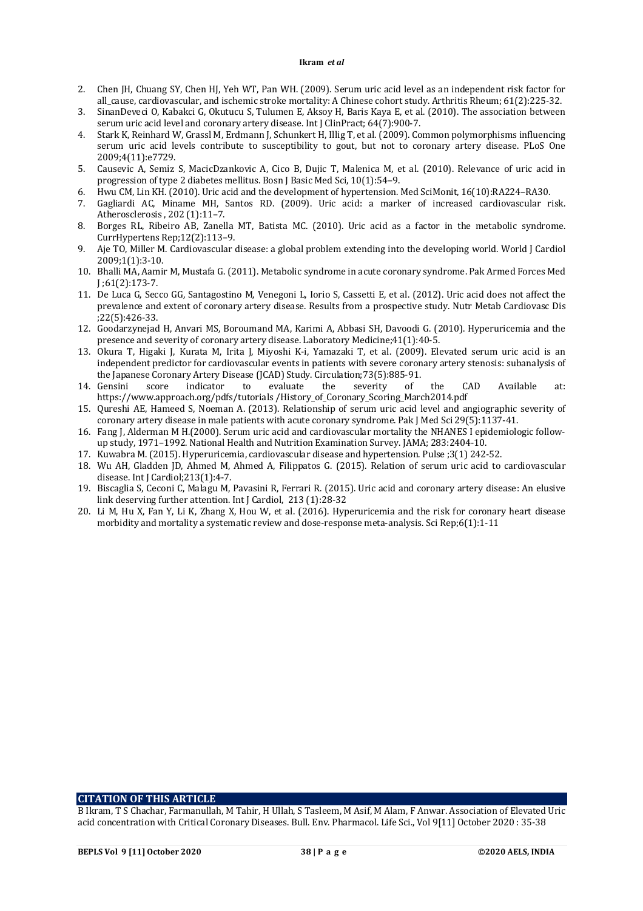2. Chen JH, Chuang SY, Chen HJ, Yeh WT, Pan WH. (2009). Serum uric acid level as an independent risk factor for all_cause, cardiovascular, and ischemic stroke mortality: A Chinese cohort study. Arthritis Rheum; 61(2):225-32.
3. SinanDeveci O, Kabakci G, Okutucu S, Tulumen E, Aksoy H, Baris Kaya E, et al. (2010). The association between serum uric acid level and coronary artery disease. Int J ClinPract; 64(7):900-7.
4. Stark K, Reinhard W, Grassl M, Erdmann J, Schunkert H, Illig T, et al. (2009). Common polymorphisms influencing serum uric acid levels contribute to susceptibility to gout, but not to coronary artery disease. PLoS One 2009;4(11):e7729.
5. Causevic A, Semiz S, MacicDzankovic A, Cico B, Dujic T, Malenica M, et al. (2010). Relevance of uric acid in progression of type 2 diabetes mellitus. Bosn J Basic Med Sci, 10(1):54–9.
6. Hwu CM, Lin KH. (2010). Uric acid and the development of hypertension. Med SciMonit, 16(10):RA224–RA30.
7. Gagliardi AC, Miname MH, Santos RD. (2009). Uric acid: a marker of increased cardiovascular risk. Atherosclerosis , 202 (1):11–7.
8. Borges RL, Ribeiro AB, Zanella MT, Batista MC. (2010). Uric acid as a factor in the metabolic syndrome. CurrHypertens Rep;12(2):113–9.
9. Aje TO, Miller M. Cardiovascular disease: a global problem extending into the developing world. World J Cardiol 2009;1(1):3-10.
10. Bhalli MA, Aamir M, Mustafa G. (2011). Metabolic syndrome in acute coronary syndrome. Pak Armed Forces Med J ;61(2):173-7.
11. De Luca G, Secco GG, Santagostino M, Venegoni L, Iorio S, Cassetti E, et al. (2012). Uric acid does not affect the prevalence and extent of coronary artery disease. Results from a prospective study. Nutr Metab Cardiovasc Dis ;22(5):426-33.
12. Goodarzynejad H, Anvari MS, Boroumand MA, Karimi A, Abbasi SH, Davoodi G. (2010). Hyperuricemia and the presence and severity of coronary artery disease. Laboratory Medicine;41(1):40-5.
13. Okura T, Higaki J, Kurata M, Irita J, Miyoshi K-i, Yamazaki T, et al. (2009). Elevated serum uric acid is an independent predictor for cardiovascular events in patients with severe coronary artery stenosis: subanalysis of the Japanese Coronary Artery Disease (JCAD) Study. Circulation;73(5):885-91.
14. Gensini score indicator to evaluate the severity of the CAD Available at: https://www.approach.org/pdfs/tutorials /History_of_Coronary_Scoring_March2014.pdf
15. Qureshi AE, Hameed S, Noeman A. (2013). Relationship of serum uric acid level and angiographic severity of coronary artery disease in male patients with acute coronary syndrome. Pak J Med Sci 29(5):1137-41.
16. Fang J, Alderman M H.(2000). Serum uric acid and cardiovascular mortality the NHANES I epidemiologic follow-up study, 1971–1992. National Health and Nutrition Examination Survey. JAMA; 283:2404-10.
17. Kuwabra M. (2015). Hyperuricemia, cardiovascular disease and hypertension. Pulse ;3(1) 242-52.
18. Wu AH, Gladden JD, Ahmed M, Ahmed A, Filippatos G. (2015). Relation of serum uric acid to cardiovascular disease. Int J Cardiol;213(1):4-7.
19. Biscaglia S, Ceconi C, Malagu M, Pavasini R, Ferrari R. (2015). Uric acid and coronary artery disease: An elusive link deserving further attention. Int J Cardiol, 213 (1):28-32
20. Li M, Hu X, Fan Y, Li K, Zhang X, Hou W, et al. (2016). Hyperuricemia and the risk for coronary heart disease morbidity and mortality a systematic review and dose-response meta-analysis. Sci Rep;6(1):1-11

**CITATION OF THIS ARTICLE**

B Ikram, T S Chachar, Farmanullah, M Tahir, H Ullah, S Tasleem, M Asif, M Alam, F Anwar. Association of Elevated Uric acid concentration with Critical Coronary Diseases. Bull. Env. Pharmacol. Life Sci., Vol 9[11] October 2020 : 35-38